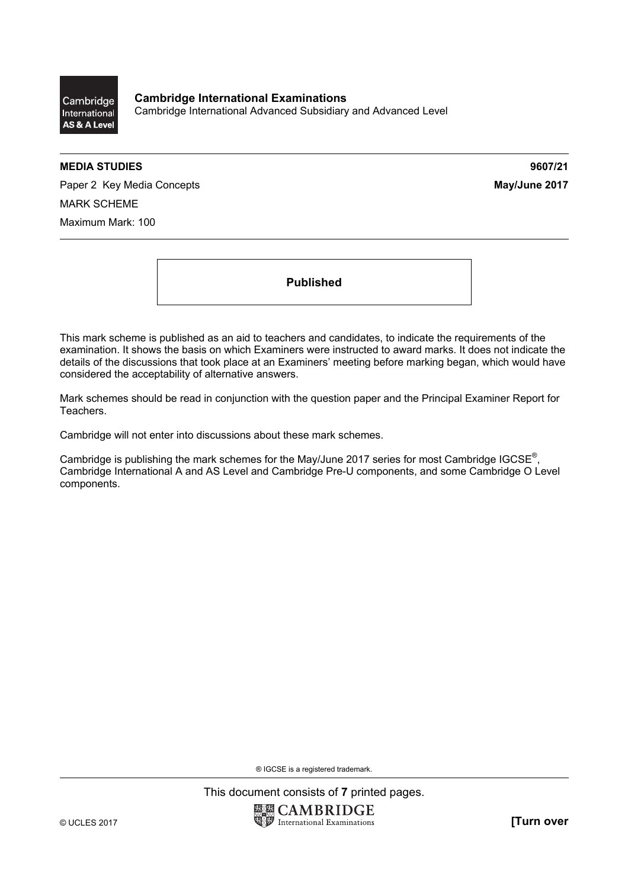**Cambridge International Examinations**
Cambridge International Advanced Subsidiary and Advanced Level

**MEDIA STUDIES** **9607/21**

Paper 2 Key Media Concepts **May/June 2017**

MARK SCHEME

Maximum Mark: 100

**Published**

This mark scheme is published as an aid to teachers and candidates, to indicate the requirements of the examination. It shows the basis on which Examiners were instructed to award marks. It does not indicate the details of the discussions that took place at an Examiners' meeting before marking began, which would have considered the acceptability of alternative answers.

Mark schemes should be read in conjunction with the question paper and the Principal Examiner Report for Teachers.

Cambridge will not enter into discussions about these mark schemes.

Cambridge is publishing the mark schemes for the May/June 2017 series for most Cambridge IGCSE®, Cambridge International A and AS Level and Cambridge Pre-U components, and some Cambridge O Level components.

® IGCSE is a registered trademark.

This document consists of **7** printed pages.

© UCLES 2017 **[Turn over**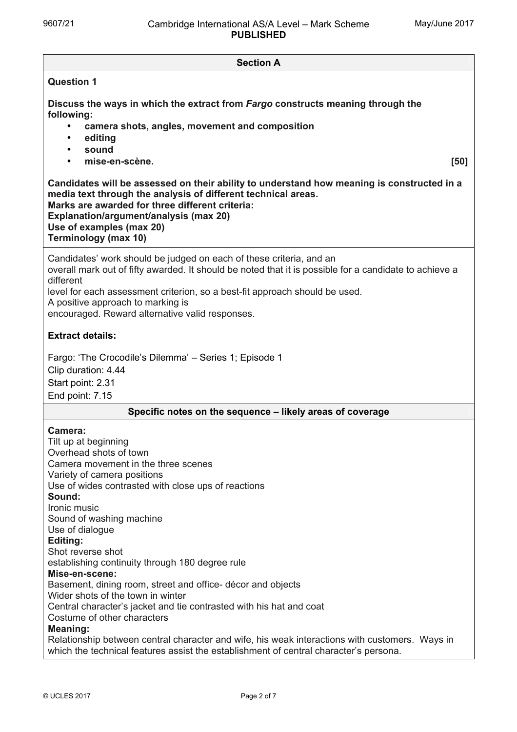## Section A

### Question 1

**Discuss the ways in which the extract from *Fargo* constructs meaning through the following:**

- **camera shots, angles, movement and composition**
- **editing**
- **sound**
- **mise-en-scène.** **[50]**

**Candidates will be assessed on their ability to understand how meaning is constructed in a media text through the analysis of different technical areas.**
**Marks are awarded for three different criteria:**
**Explanation/argument/analysis (max 20)**
**Use of examples (max 20)**
**Terminology (max 10)**

Candidates' work should be judged on each of these criteria, and an overall mark out of fifty awarded. It should be noted that it is possible for a candidate to achieve a different level for each assessment criterion, so a best-fit approach should be used.
A positive approach to marking is encouraged. Reward alternative valid responses.

**Extract details:**

Fargo: 'The Crocodile's Dilemma' – Series 1; Episode 1
Clip duration: 4.44
Start point: 2.31
End point: 7.15

### Specific notes on the sequence – likely areas of coverage

**Camera:**
Tilt up at beginning
Overhead shots of town
Camera movement in the three scenes
Variety of camera positions
Use of wides contrasted with close ups of reactions

**Sound:**
Ironic music
Sound of washing machine
Use of dialogue

**Editing:**
Shot reverse shot
establishing continuity through 180 degree rule

**Mise-en-scene:**
Basement, dining room, street and office- décor and objects
Wider shots of the town in winter
Central character's jacket and tie contrasted with his hat and coat
Costume of other characters

**Meaning:**
Relationship between central character and wife, his weak interactions with customers. Ways in which the technical features assist the establishment of central character's persona.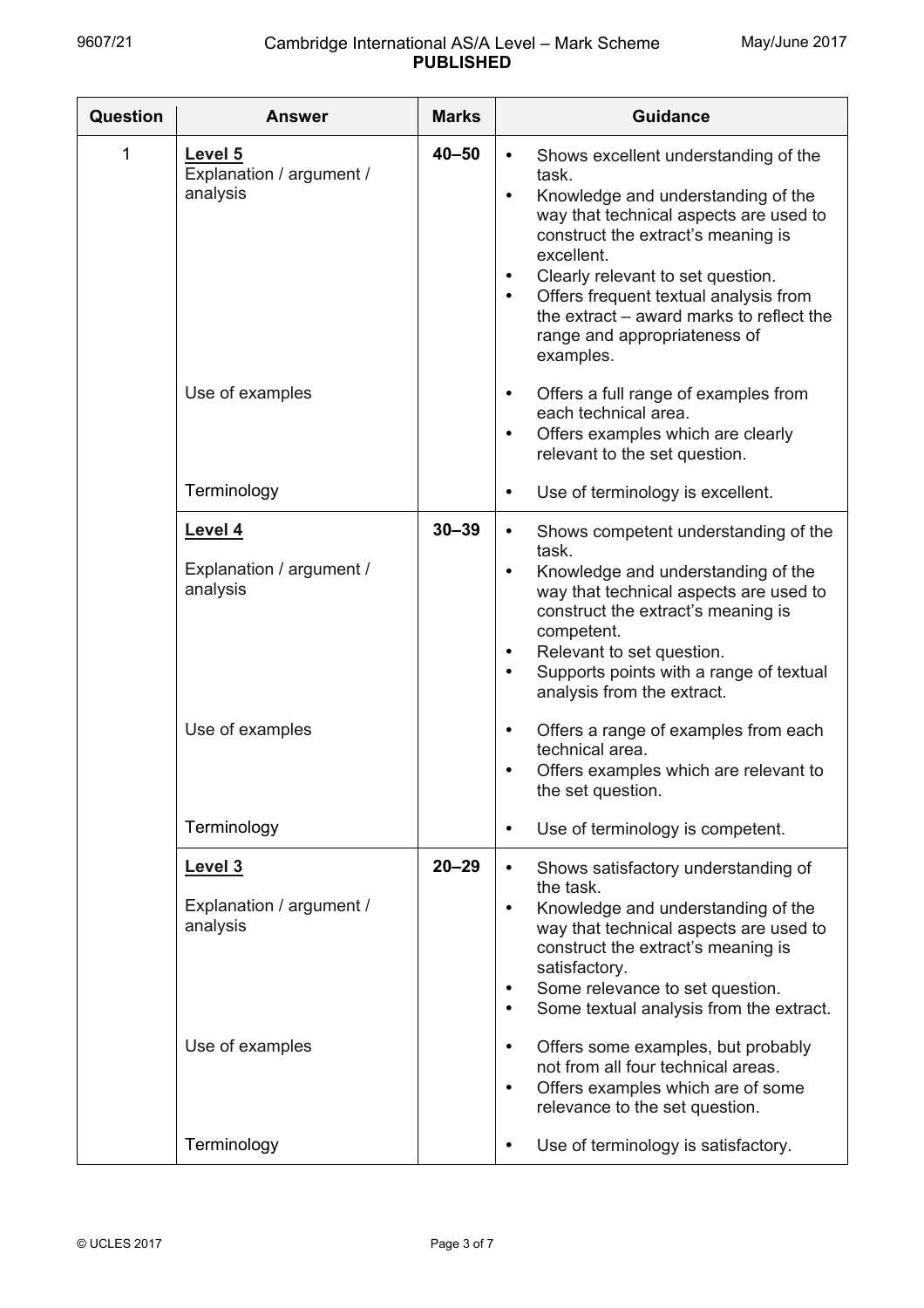| Question | Answer | Marks | Guidance |
|---|---|---|---|
| 1 | **Level 5**<br>Explanation / argument / analysis | 40–50 | • Shows excellent understanding of the task.<br>• Knowledge and understanding of the way that technical aspects are used to construct the extract's meaning is excellent.<br>• Clearly relevant to set question.<br>• Offers frequent textual analysis from the extract – award marks to reflect the range and appropriateness of examples. |
| | Use of examples | | • Offers a full range of examples from each technical area.<br>• Offers examples which are clearly relevant to the set question. |
| | Terminology | | • Use of terminology is excellent. |
| | **Level 4**<br>Explanation / argument / analysis | 30–39 | • Shows competent understanding of the task.<br>• Knowledge and understanding of the way that technical aspects are used to construct the extract's meaning is competent.<br>• Relevant to set question.<br>• Supports points with a range of textual analysis from the extract. |
| | Use of examples | | • Offers a range of examples from each technical area.<br>• Offers examples which are relevant to the set question. |
| | Terminology | | • Use of terminology is competent. |
| | **Level 3**<br>Explanation / argument / analysis | 20–29 | • Shows satisfactory understanding of the task.<br>• Knowledge and understanding of the way that technical aspects are used to construct the extract's meaning is satisfactory.<br>• Some relevance to set question.<br>• Some textual analysis from the extract. |
| | Use of examples | | • Offers some examples, but probably not from all four technical areas.<br>• Offers examples which are of some relevance to the set question. |
| | Terminology | | • Use of terminology is satisfactory. |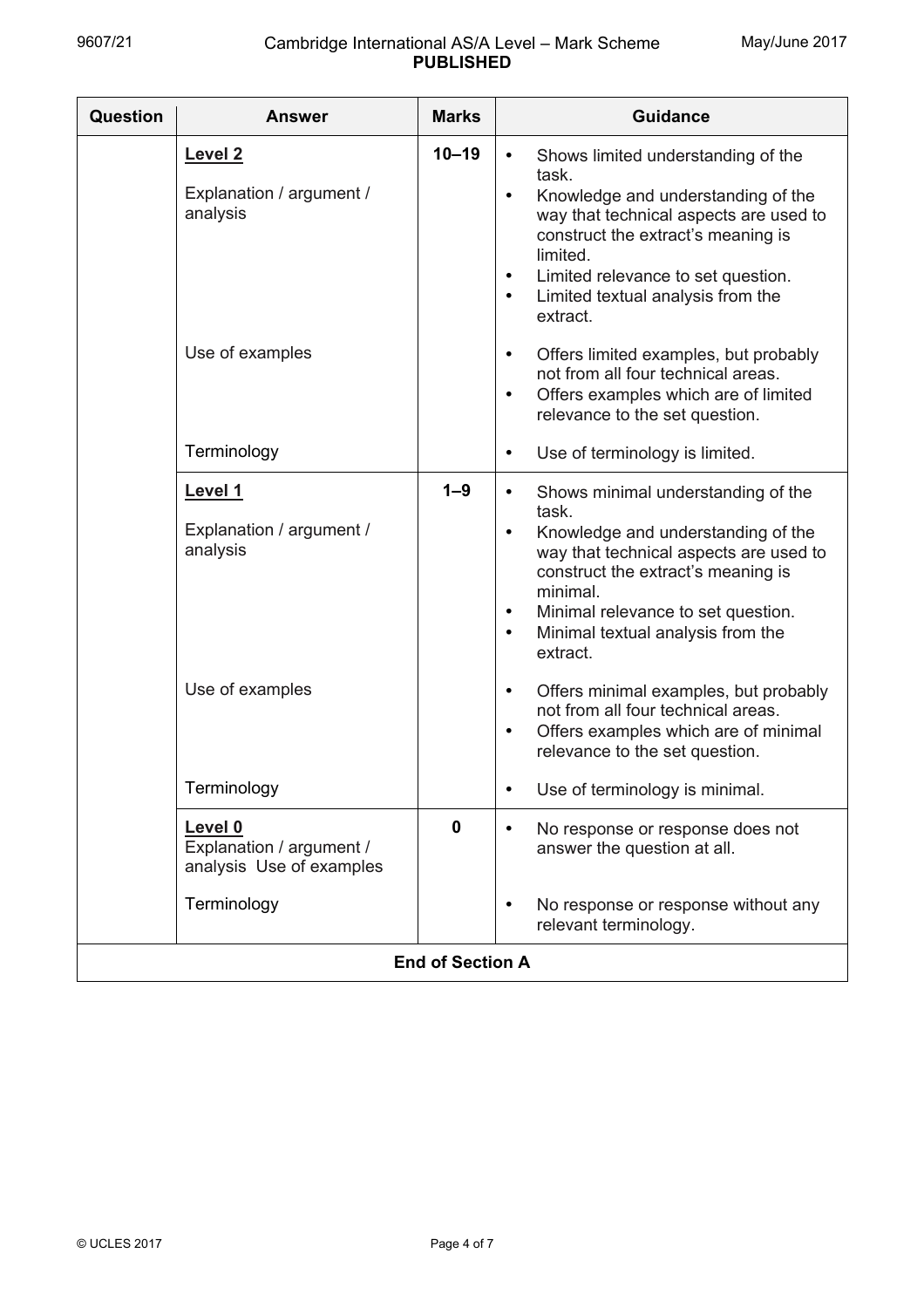| Question | Answer | Marks | Guidance |
|---|---|---|---|
| | **<u>Level 2</u>**<br><br>Explanation / argument / analysis<br><br><br><br><br><br>Use of examples<br><br><br><br>Terminology | 10–19 | • Shows limited understanding of the task.<br>• Knowledge and understanding of the way that technical aspects are used to construct the extract's meaning is limited.<br>• Limited relevance to set question.<br>• Limited textual analysis from the extract.<br><br>• Offers limited examples, but probably not from all four technical areas.<br>• Offers examples which are of limited relevance to the set question.<br><br>• Use of terminology is limited. |
| | **<u>Level 1</u>**<br><br>Explanation / argument / analysis<br><br><br><br><br><br>Use of examples<br><br><br><br>Terminology | 1–9 | • Shows minimal understanding of the task.<br>• Knowledge and understanding of the way that technical aspects are used to construct the extract's meaning is minimal.<br>• Minimal relevance to set question.<br>• Minimal textual analysis from the extract.<br><br>• Offers minimal examples, but probably not from all four technical areas.<br>• Offers examples which are of minimal relevance to the set question.<br><br>• Use of terminology is minimal. |
| | **<u>Level 0</u>**<br>Explanation / argument / analysis Use of examples<br><br>Terminology | 0 | • No response or response does not answer the question at all.<br><br>• No response or response without any relevant terminology. |
| **End of Section A** | | | |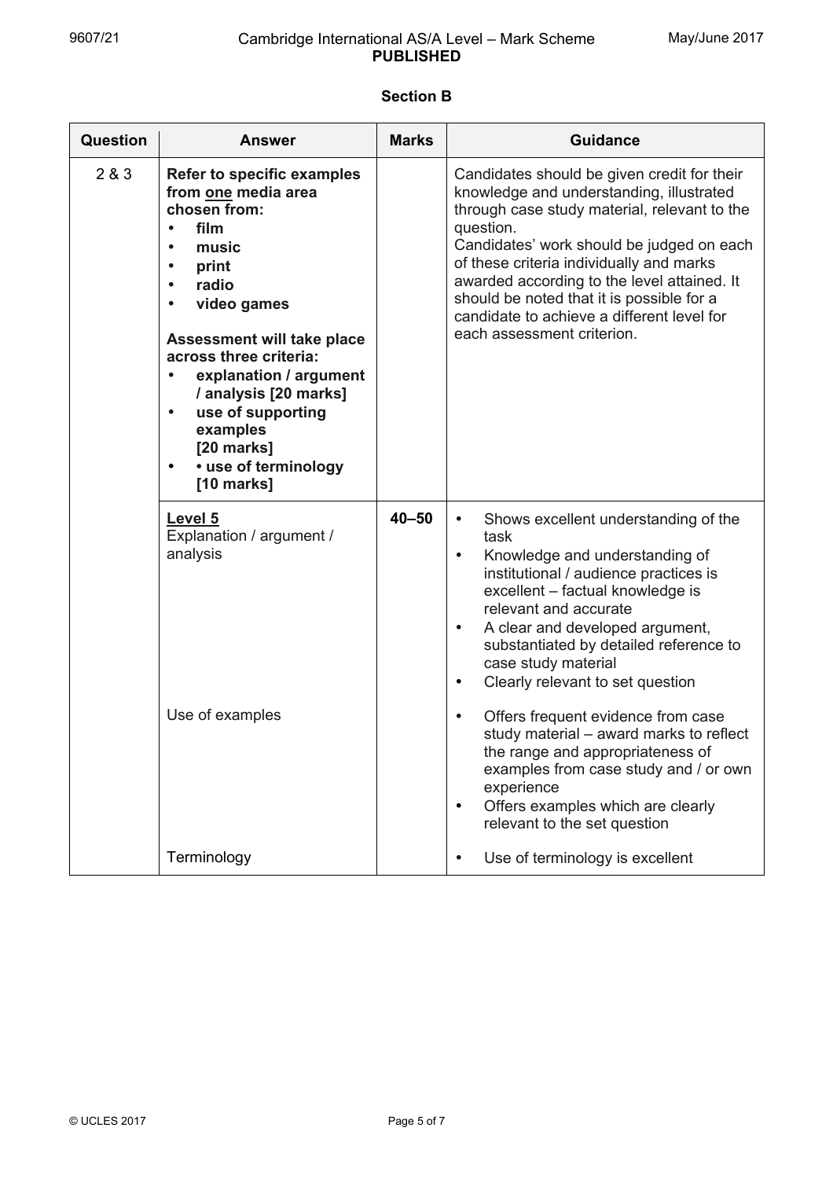## Section B

| Question | Answer | Marks | Guidance |
|---|---|---|---|
| 2 & 3 | **Refer to specific examples from one media area chosen from:**<br>• **film**<br>• **music**<br>• **print**<br>• **radio**<br>• **video games**<br><br>**Assessment will take place across three criteria:**<br>• **explanation / argument / analysis [20 marks]**<br>• **use of supporting examples [20 marks]**<br>• **• use of terminology [10 marks]** | | Candidates should be given credit for their knowledge and understanding, illustrated through case study material, relevant to the question.<br>Candidates' work should be judged on each of these criteria individually and marks awarded according to the level attained. It should be noted that it is possible for a candidate to achieve a different level for each assessment criterion. |
| | **Level 5**<br>Explanation / argument / analysis | 40–50 | • Shows excellent understanding of the task<br>• Knowledge and understanding of institutional / audience practices is excellent – factual knowledge is relevant and accurate<br>• A clear and developed argument, substantiated by detailed reference to case study material<br>• Clearly relevant to set question |
| | Use of examples | | • Offers frequent evidence from case study material – award marks to reflect the range and appropriateness of examples from case study and / or own experience<br>• Offers examples which are clearly relevant to the set question |
| | Terminology | | • Use of terminology is excellent |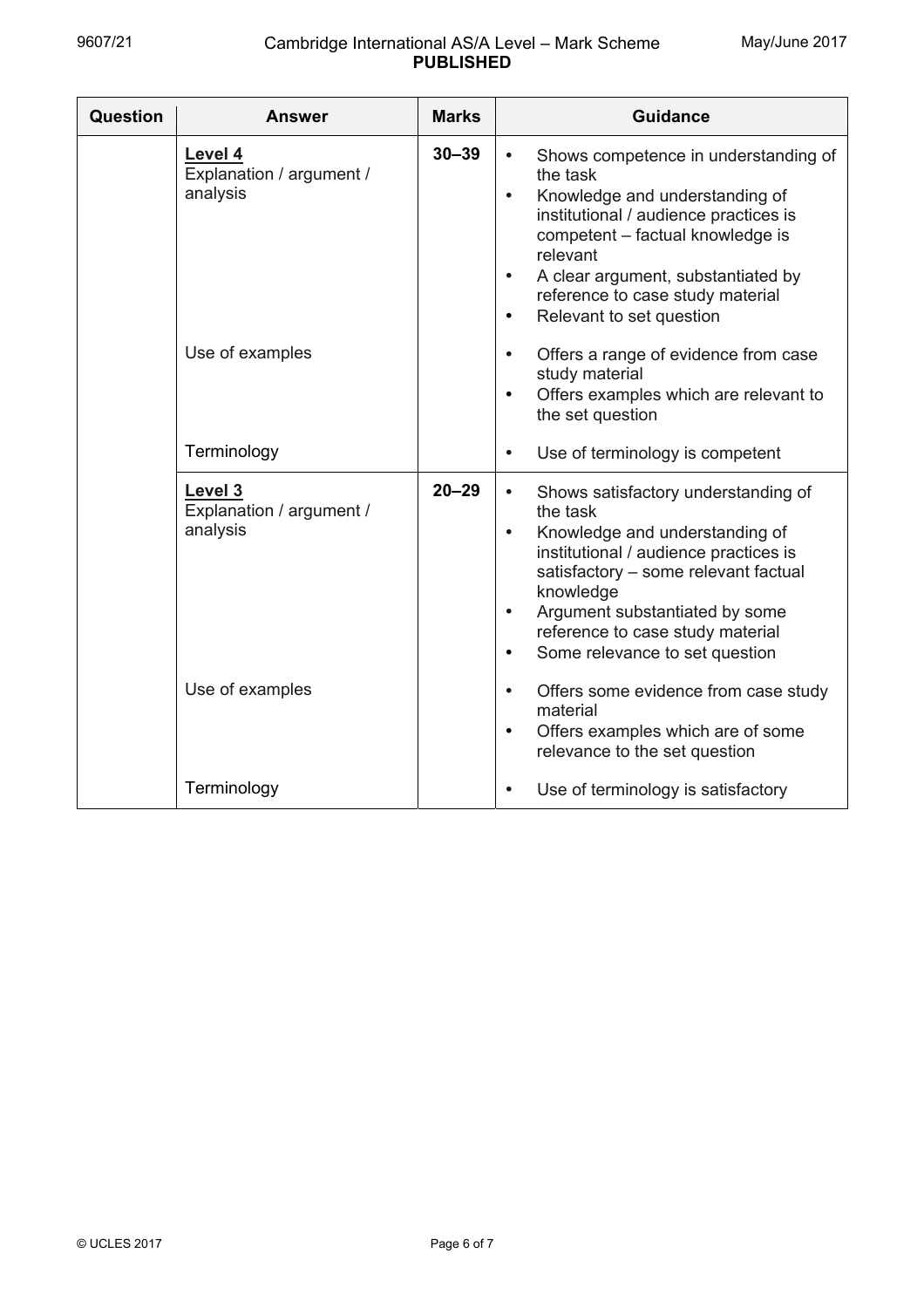| Question | Answer | Marks | Guidance |
|---|---|---|---|
| | **Level 4**<br>Explanation / argument / analysis | **30–39** | • Shows competence in understanding of the task<br>• Knowledge and understanding of institutional / audience practices is competent – factual knowledge is relevant<br>• A clear argument, substantiated by reference to case study material<br>• Relevant to set question |
| | Use of examples | | • Offers a range of evidence from case study material<br>• Offers examples which are relevant to the set question |
| | Terminology | | • Use of terminology is competent |
| | **Level 3**<br>Explanation / argument / analysis | **20–29** | • Shows satisfactory understanding of the task<br>• Knowledge and understanding of institutional / audience practices is satisfactory – some relevant factual knowledge<br>• Argument substantiated by some reference to case study material<br>• Some relevance to set question |
| | Use of examples | | • Offers some evidence from case study material<br>• Offers examples which are of some relevance to the set question |
| | Terminology | | • Use of terminology is satisfactory |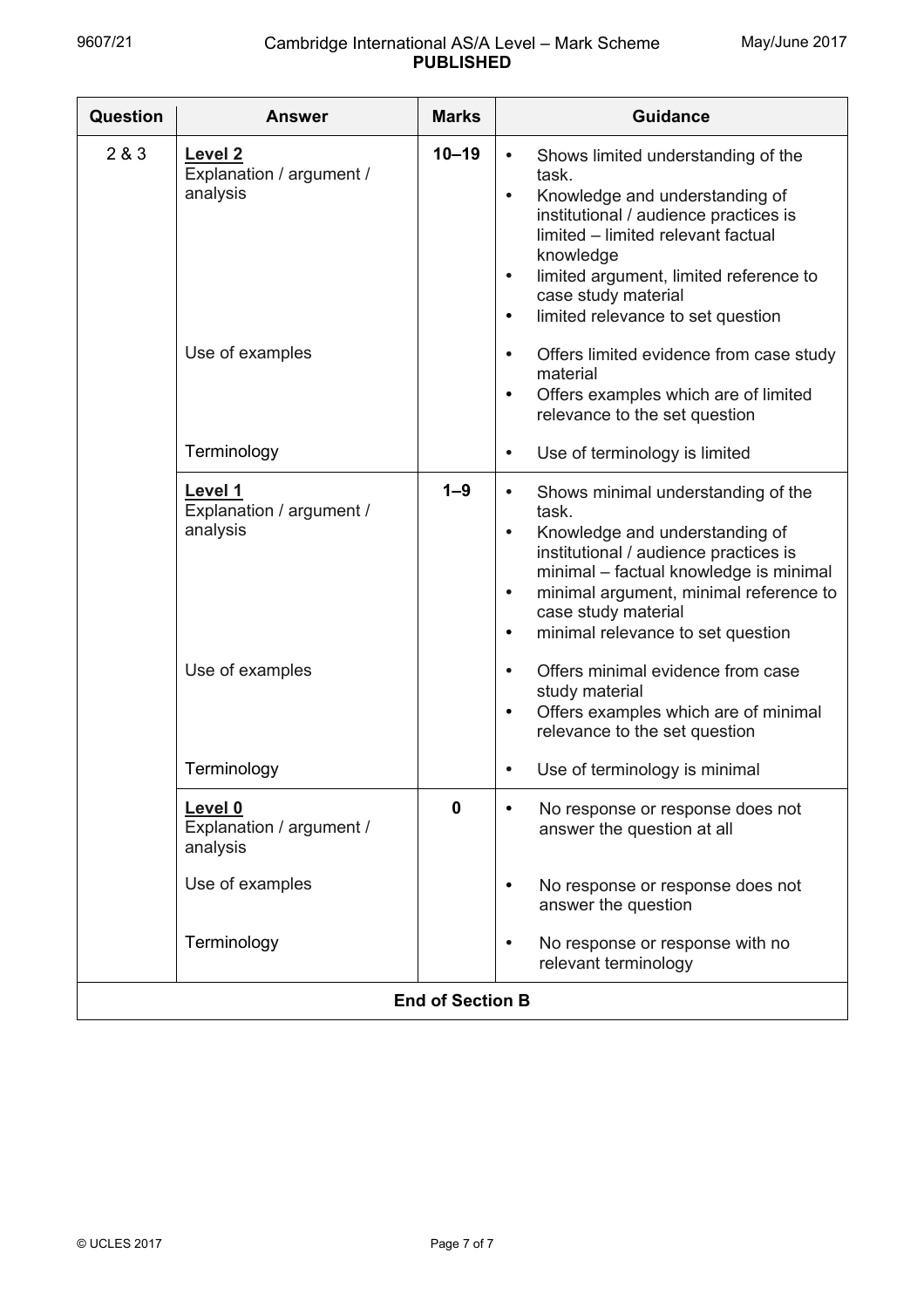| Question | Answer | Marks | Guidance |
|---|---|---|---|
| 2 & 3 | **Level 2**<br>Explanation / argument / analysis | 10–19 | • Shows limited understanding of the task.<br>• Knowledge and understanding of institutional / audience practices is limited – limited relevant factual knowledge<br>• limited argument, limited reference to case study material<br>• limited relevance to set question |
| | Use of examples | | • Offers limited evidence from case study material<br>• Offers examples which are of limited relevance to the set question |
| | Terminology | | • Use of terminology is limited |
| | **Level 1**<br>Explanation / argument / analysis | 1–9 | • Shows minimal understanding of the task.<br>• Knowledge and understanding of institutional / audience practices is minimal – factual knowledge is minimal<br>• minimal argument, minimal reference to case study material<br>• minimal relevance to set question |
| | Use of examples | | • Offers minimal evidence from case study material<br>• Offers examples which are of minimal relevance to the set question |
| | Terminology | | • Use of terminology is minimal |
| | **Level 0**<br>Explanation / argument / analysis | 0 | • No response or response does not answer the question at all |
| | Use of examples | | • No response or response does not answer the question |
| | Terminology | | • No response or response with no relevant terminology |

**End of Section B**